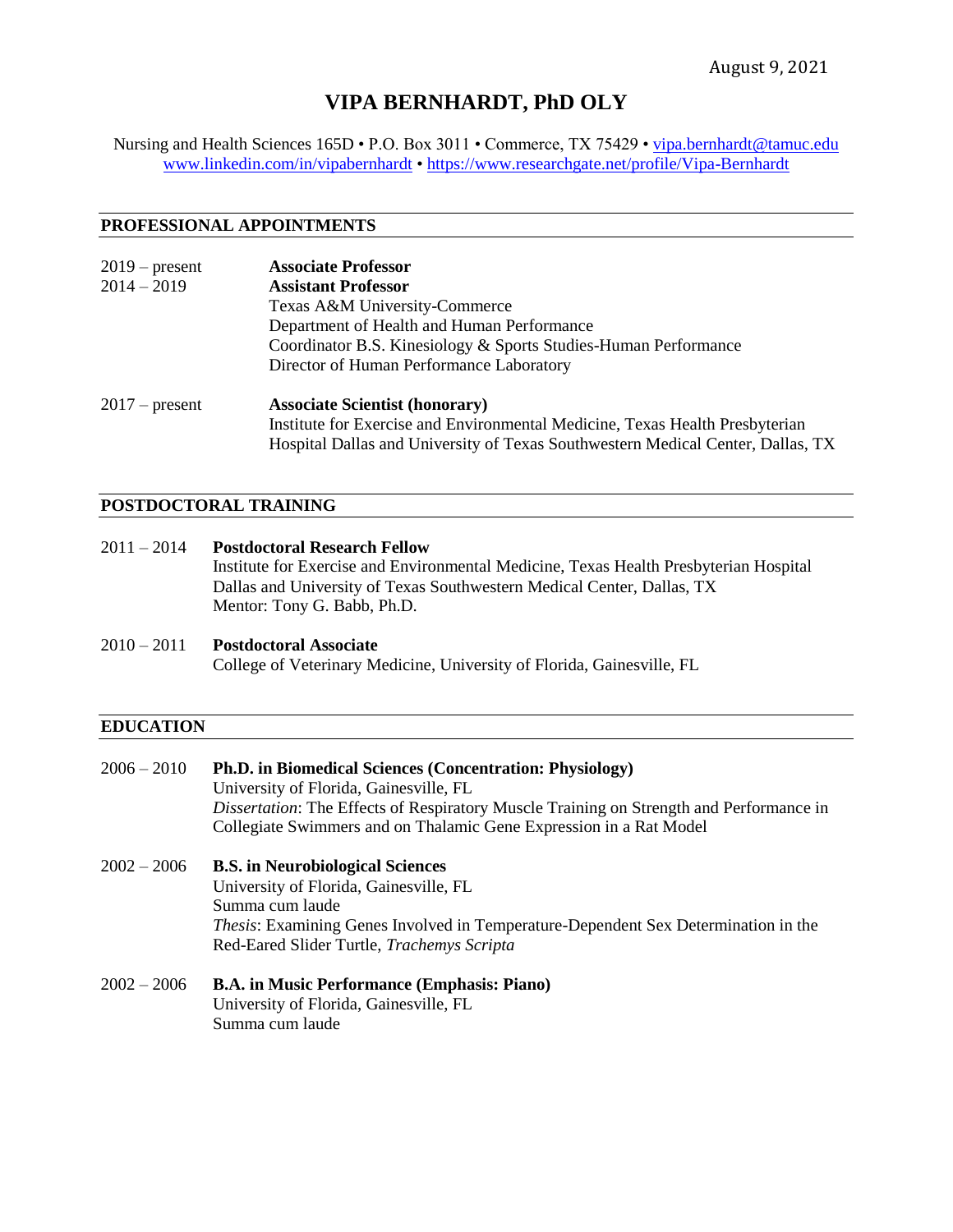August 9, 2021

# VIPA BERNHARDT, PhD OLY

Nursing and Health Sciences 165D • P.O. Box 3011 • Commerce, TX 75429 • vipa.bernhardt@tamuc.edu
www.linkedin.com/in/vipabernhardt • https://www.researchgate.net/profile/Vipa-Bernhardt

## PROFESSIONAL APPOINTMENTS

2019 – present **Associate Professor**
2014 – 2019 **Assistant Professor**
Texas A&M University-Commerce
Department of Health and Human Performance
Coordinator B.S. Kinesiology & Sports Studies-Human Performance
Director of Human Performance Laboratory

2017 – present **Associate Scientist (honorary)**
Institute for Exercise and Environmental Medicine, Texas Health Presbyterian Hospital Dallas and University of Texas Southwestern Medical Center, Dallas, TX

## POSTDOCTORAL TRAINING

2011 – 2014 **Postdoctoral Research Fellow**
Institute for Exercise and Environmental Medicine, Texas Health Presbyterian Hospital Dallas and University of Texas Southwestern Medical Center, Dallas, TX
Mentor: Tony G. Babb, Ph.D.

2010 – 2011 **Postdoctoral Associate**
College of Veterinary Medicine, University of Florida, Gainesville, FL

## EDUCATION

2006 – 2010 **Ph.D. in Biomedical Sciences (Concentration: Physiology)**
University of Florida, Gainesville, FL
*Dissertation*: The Effects of Respiratory Muscle Training on Strength and Performance in Collegiate Swimmers and on Thalamic Gene Expression in a Rat Model

2002 – 2006 **B.S. in Neurobiological Sciences**
University of Florida, Gainesville, FL
Summa cum laude
*Thesis*: Examining Genes Involved in Temperature-Dependent Sex Determination in the Red-Eared Slider Turtle, *Trachemys Scripta*

2002 – 2006 **B.A. in Music Performance (Emphasis: Piano)**
University of Florida, Gainesville, FL
Summa cum laude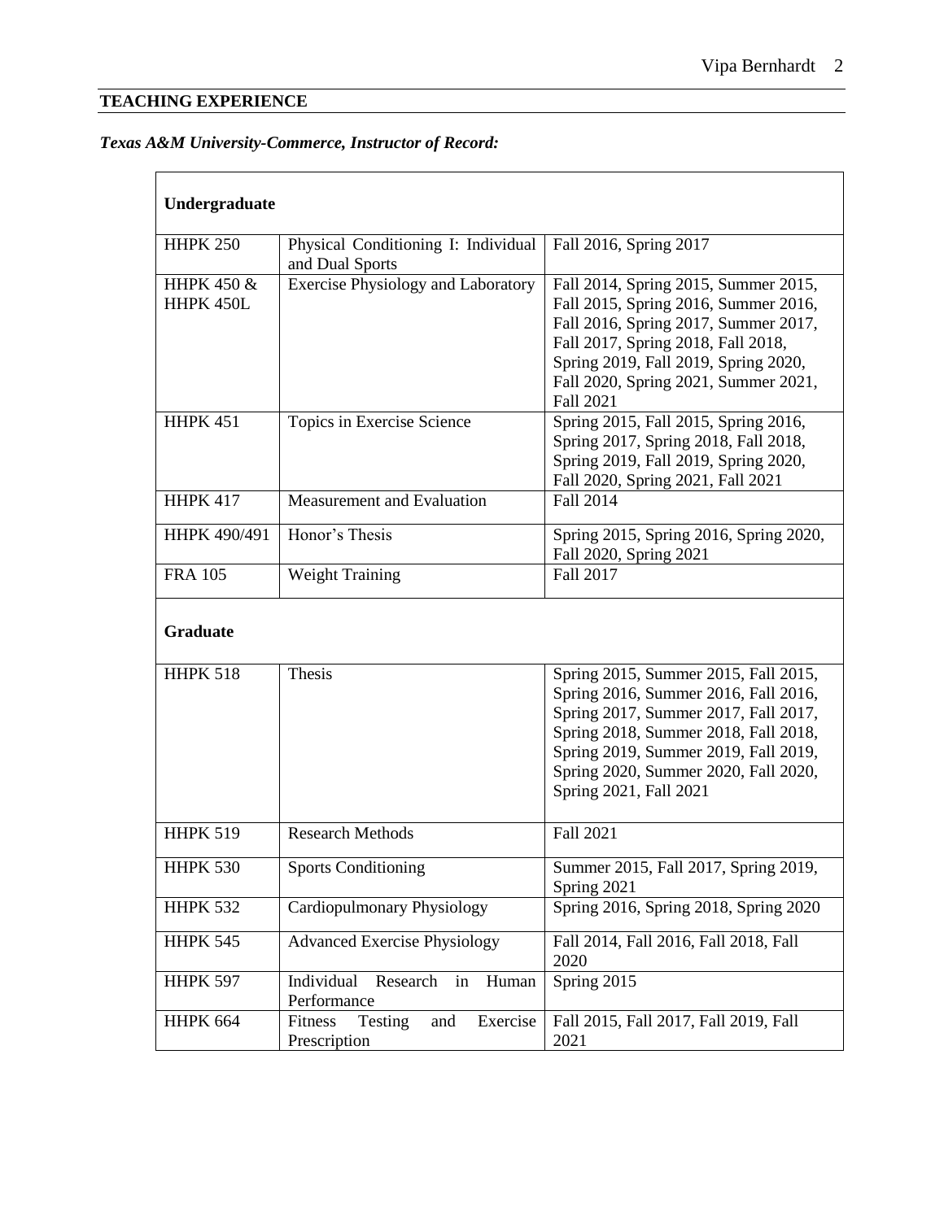## TEACHING EXPERIENCE

***Texas A&M University-Commerce, Instructor of Record:***

| **Undergraduate** | | |
|---|---|---|
| HHPK 250 | Physical Conditioning I: Individual and Dual Sports | Fall 2016, Spring 2017 |
| HHPK 450 & HHPK 450L | Exercise Physiology and Laboratory | Fall 2014, Spring 2015, Summer 2015, Fall 2015, Spring 2016, Summer 2016, Fall 2016, Spring 2017, Summer 2017, Fall 2017, Spring 2018, Fall 2018, Spring 2019, Fall 2019, Spring 2020, Fall 2020, Spring 2021, Summer 2021, Fall 2021 |
| HHPK 451 | Topics in Exercise Science | Spring 2015, Fall 2015, Spring 2016, Spring 2017, Spring 2018, Fall 2018, Spring 2019, Fall 2019, Spring 2020, Fall 2020, Spring 2021, Fall 2021 |
| HHPK 417 | Measurement and Evaluation | Fall 2014 |
| HHPK 490/491 | Honor's Thesis | Spring 2015, Spring 2016, Spring 2020, Fall 2020, Spring 2021 |
| FRA 105 | Weight Training | Fall 2017 |
| **Graduate** | | |
| HHPK 518 | Thesis | Spring 2015, Summer 2015, Fall 2015, Spring 2016, Summer 2016, Fall 2016, Spring 2017, Summer 2017, Fall 2017, Spring 2018, Summer 2018, Fall 2018, Spring 2019, Summer 2019, Fall 2019, Spring 2020, Summer 2020, Fall 2020, Spring 2021, Fall 2021 |
| HHPK 519 | Research Methods | Fall 2021 |
| HHPK 530 | Sports Conditioning | Summer 2015, Fall 2017, Spring 2019, Spring 2021 |
| HHPK 532 | Cardiopulmonary Physiology | Spring 2016, Spring 2018, Spring 2020 |
| HHPK 545 | Advanced Exercise Physiology | Fall 2014, Fall 2016, Fall 2018, Fall 2020 |
| HHPK 597 | Individual Research in Human Performance | Spring 2015 |
| HHPK 664 | Fitness Testing and Exercise Prescription | Fall 2015, Fall 2017, Fall 2019, Fall 2021 |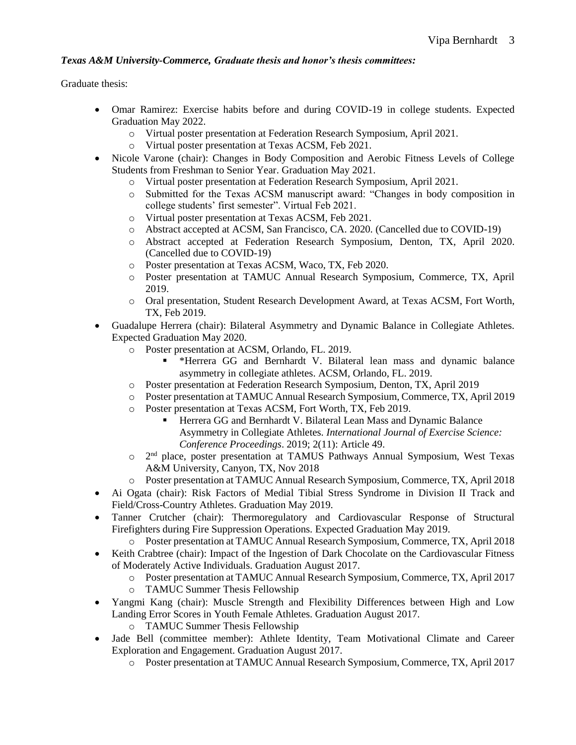***Texas A&M University-Commerce, Graduate thesis and honor's thesis committees:***

Graduate thesis:

- Omar Ramirez: Exercise habits before and during COVID-19 in college students. Expected Graduation May 2022.
    - Virtual poster presentation at Federation Research Symposium, April 2021.
    - Virtual poster presentation at Texas ACSM, Feb 2021.
- Nicole Varone (chair): Changes in Body Composition and Aerobic Fitness Levels of College Students from Freshman to Senior Year. Graduation May 2021.
    - Virtual poster presentation at Federation Research Symposium, April 2021.
    - Submitted for the Texas ACSM manuscript award: "Changes in body composition in college students' first semester". Virtual Feb 2021.
    - Virtual poster presentation at Texas ACSM, Feb 2021.
    - Abstract accepted at ACSM, San Francisco, CA. 2020. (Cancelled due to COVID-19)
    - Abstract accepted at Federation Research Symposium, Denton, TX, April 2020. (Cancelled due to COVID-19)
    - Poster presentation at Texas ACSM, Waco, TX, Feb 2020.
    - Poster presentation at TAMUC Annual Research Symposium, Commerce, TX, April 2019.
    - Oral presentation, Student Research Development Award, at Texas ACSM, Fort Worth, TX, Feb 2019.
- Guadalupe Herrera (chair): Bilateral Asymmetry and Dynamic Balance in Collegiate Athletes. Expected Graduation May 2020.
    - Poster presentation at ACSM, Orlando, FL. 2019.
        - *Herrera GG and Bernhardt V. Bilateral lean mass and dynamic balance asymmetry in collegiate athletes. ACSM, Orlando, FL. 2019.
    - Poster presentation at Federation Research Symposium, Denton, TX, April 2019
    - Poster presentation at TAMUC Annual Research Symposium, Commerce, TX, April 2019
    - Poster presentation at Texas ACSM, Fort Worth, TX, Feb 2019.
        - Herrera GG and Bernhardt V. Bilateral Lean Mass and Dynamic Balance Asymmetry in Collegiate Athletes. *International Journal of Exercise Science: Conference Proceedings*. 2019; 2(11): Article 49.
    - 2nd place, poster presentation at TAMUS Pathways Annual Symposium, West Texas A&M University, Canyon, TX, Nov 2018
    - Poster presentation at TAMUC Annual Research Symposium, Commerce, TX, April 2018
- Ai Ogata (chair): Risk Factors of Medial Tibial Stress Syndrome in Division II Track and Field/Cross-Country Athletes. Graduation May 2019.
- Tanner Crutcher (chair): Thermoregulatory and Cardiovascular Response of Structural Firefighters during Fire Suppression Operations. Expected Graduation May 2019.
    - Poster presentation at TAMUC Annual Research Symposium, Commerce, TX, April 2018
- Keith Crabtree (chair): Impact of the Ingestion of Dark Chocolate on the Cardiovascular Fitness of Moderately Active Individuals. Graduation August 2017.
    - Poster presentation at TAMUC Annual Research Symposium, Commerce, TX, April 2017
    - TAMUC Summer Thesis Fellowship
- Yangmi Kang (chair): Muscle Strength and Flexibility Differences between High and Low Landing Error Scores in Youth Female Athletes. Graduation August 2017.
    - TAMUC Summer Thesis Fellowship
- Jade Bell (committee member): Athlete Identity, Team Motivational Climate and Career Exploration and Engagement. Graduation August 2017.
    - Poster presentation at TAMUC Annual Research Symposium, Commerce, TX, April 2017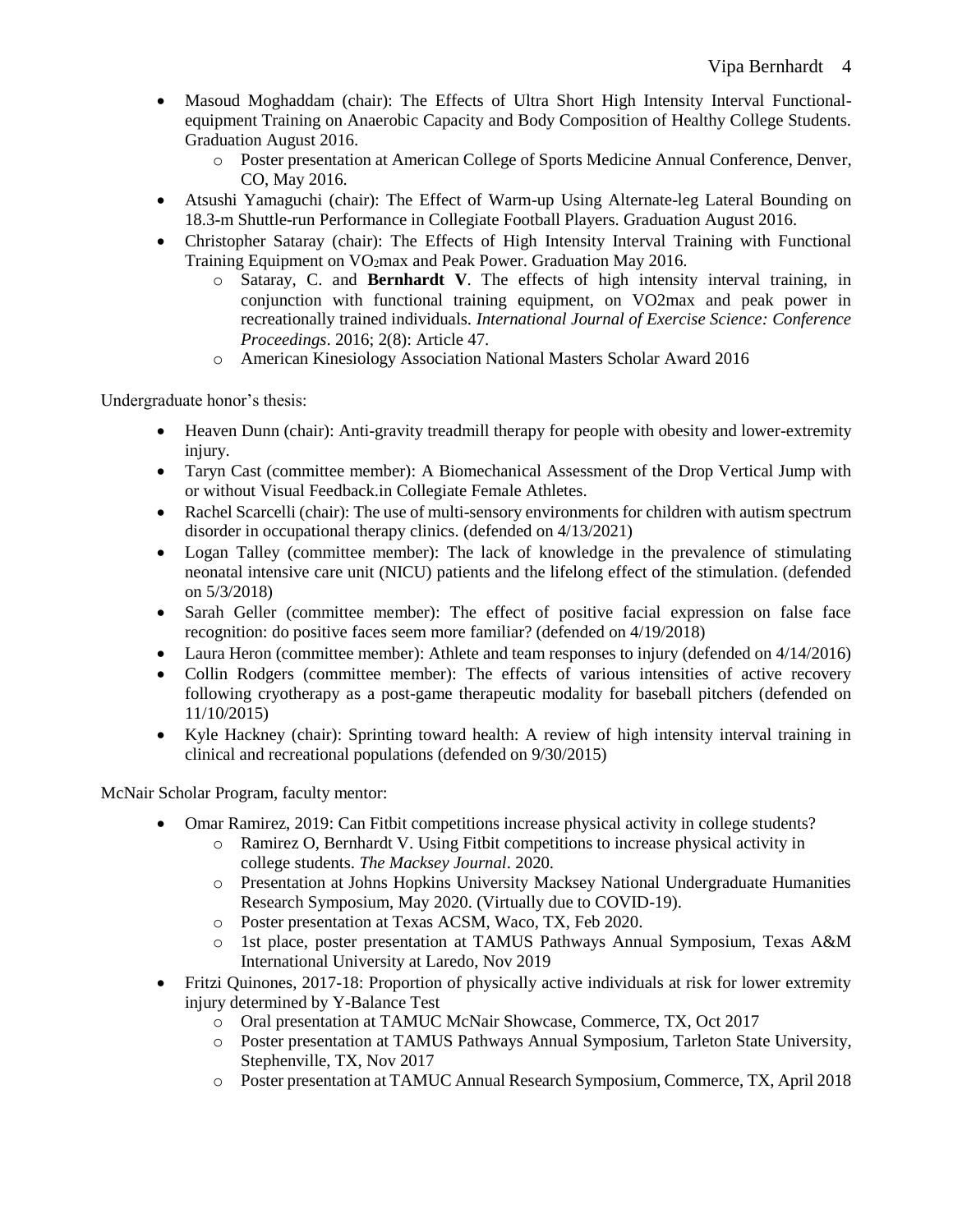- Masoud Moghaddam (chair): The Effects of Ultra Short High Intensity Interval Functional-equipment Training on Anaerobic Capacity and Body Composition of Healthy College Students. Graduation August 2016.
    - Poster presentation at American College of Sports Medicine Annual Conference, Denver, CO, May 2016.
- Atsushi Yamaguchi (chair): The Effect of Warm-up Using Alternate-leg Lateral Bounding on 18.3-m Shuttle-run Performance in Collegiate Football Players. Graduation August 2016.
- Christopher Sataray (chair): The Effects of High Intensity Interval Training with Functional Training Equipment on $VO_2$max and Peak Power. Graduation May 2016.
    - Sataray, C. and **Bernhardt V**. The effects of high intensity interval training, in conjunction with functional training equipment, on VO2max and peak power in recreationally trained individuals. *International Journal of Exercise Science: Conference Proceedings*. 2016; 2(8): Article 47.
    - American Kinesiology Association National Masters Scholar Award 2016

Undergraduate honor's thesis:

- Heaven Dunn (chair): Anti-gravity treadmill therapy for people with obesity and lower-extremity injury.
- Taryn Cast (committee member): A Biomechanical Assessment of the Drop Vertical Jump with or without Visual Feedback.in Collegiate Female Athletes.
- Rachel Scarcelli (chair): The use of multi-sensory environments for children with autism spectrum disorder in occupational therapy clinics. (defended on 4/13/2021)
- Logan Talley (committee member): The lack of knowledge in the prevalence of stimulating neonatal intensive care unit (NICU) patients and the lifelong effect of the stimulation. (defended on 5/3/2018)
- Sarah Geller (committee member): The effect of positive facial expression on false face recognition: do positive faces seem more familiar? (defended on 4/19/2018)
- Laura Heron (committee member): Athlete and team responses to injury (defended on 4/14/2016)
- Collin Rodgers (committee member): The effects of various intensities of active recovery following cryotherapy as a post-game therapeutic modality for baseball pitchers (defended on 11/10/2015)
- Kyle Hackney (chair): Sprinting toward health: A review of high intensity interval training in clinical and recreational populations (defended on 9/30/2015)

McNair Scholar Program, faculty mentor:

- Omar Ramirez, 2019: Can Fitbit competitions increase physical activity in college students?
    - Ramirez O, Bernhardt V. Using Fitbit competitions to increase physical activity in college students. *The Macksey Journal*. 2020.
    - Presentation at Johns Hopkins University Macksey National Undergraduate Humanities Research Symposium, May 2020. (Virtually due to COVID-19).
    - Poster presentation at Texas ACSM, Waco, TX, Feb 2020.
    - 1st place, poster presentation at TAMUS Pathways Annual Symposium, Texas A&M International University at Laredo, Nov 2019
- Fritzi Quinones, 2017-18: Proportion of physically active individuals at risk for lower extremity injury determined by Y-Balance Test
    - Oral presentation at TAMUC McNair Showcase, Commerce, TX, Oct 2017
    - Poster presentation at TAMUS Pathways Annual Symposium, Tarleton State University, Stephenville, TX, Nov 2017
    - Poster presentation at TAMUC Annual Research Symposium, Commerce, TX, April 2018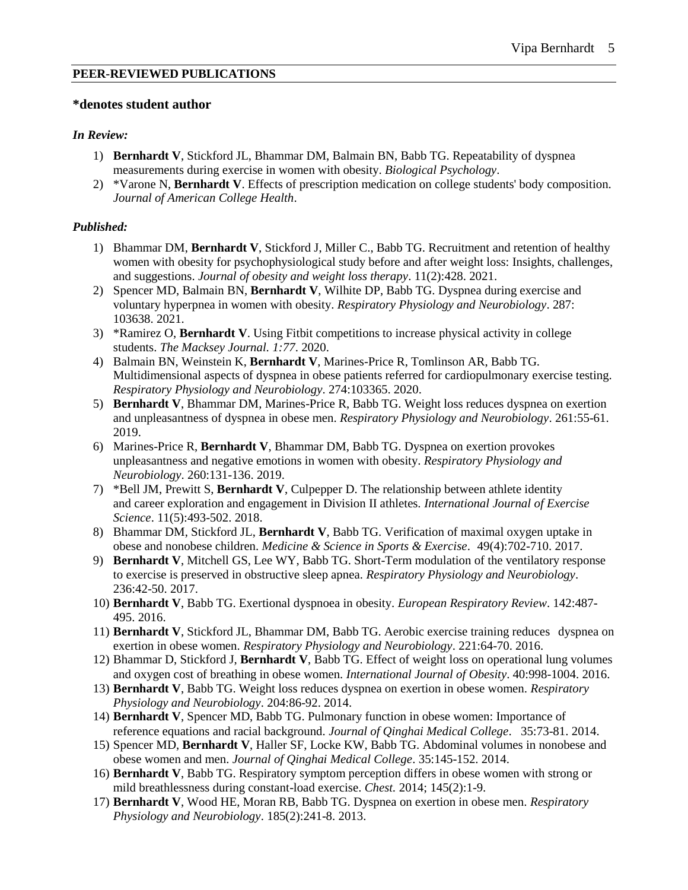## PEER-REVIEWED PUBLICATIONS

**\*denotes student author**

***In Review:***

1) **Bernhardt V**, Stickford JL, Bhammar DM, Balmain BN, Babb TG. Repeatability of dyspnea measurements during exercise in women with obesity. *Biological Psychology*.
2) *Varone N, **Bernhardt V**. Effects of prescription medication on college students' body composition. *Journal of American College Health*.

***Published:***

1) Bhammar DM, **Bernhardt V**, Stickford J, Miller C., Babb TG. Recruitment and retention of healthy women with obesity for psychophysiological study before and after weight loss: Insights, challenges, and suggestions. *Journal of obesity and weight loss therapy*. 11(2):428. 2021.
2) Spencer MD, Balmain BN, **Bernhardt V**, Wilhite DP, Babb TG. Dyspnea during exercise and voluntary hyperpnea in women with obesity. *Respiratory Physiology and Neurobiology*. 287: 103638. 2021.
3) *Ramirez O, **Bernhardt V**. Using Fitbit competitions to increase physical activity in college students. *The Macksey Journal. 1:77*. 2020.
4) Balmain BN, Weinstein K, **Bernhardt V**, Marines-Price R, Tomlinson AR, Babb TG. Multidimensional aspects of dyspnea in obese patients referred for cardiopulmonary exercise testing. *Respiratory Physiology and Neurobiology*. 274:103365. 2020.
5) **Bernhardt V**, Bhammar DM, Marines-Price R, Babb TG. Weight loss reduces dyspnea on exertion and unpleasantness of dyspnea in obese men. *Respiratory Physiology and Neurobiology*. 261:55-61. 2019.
6) Marines-Price R, **Bernhardt V**, Bhammar DM, Babb TG. Dyspnea on exertion provokes unpleasantness and negative emotions in women with obesity. *Respiratory Physiology and Neurobiology*. 260:131-136. 2019.
7) *Bell JM, Prewitt S, **Bernhardt V**, Culpepper D. The relationship between athlete identity and career exploration and engagement in Division II athletes. *International Journal of Exercise Science*. 11(5):493-502. 2018.
8) Bhammar DM, Stickford JL, **Bernhardt V**, Babb TG. Verification of maximal oxygen uptake in obese and nonobese children. *Medicine & Science in Sports & Exercise*. 49(4):702-710. 2017.
9) **Bernhardt V**, Mitchell GS, Lee WY, Babb TG. Short-Term modulation of the ventilatory response to exercise is preserved in obstructive sleep apnea. *Respiratory Physiology and Neurobiology*. 236:42-50. 2017.
10) **Bernhardt V**, Babb TG. Exertional dyspnoea in obesity. *European Respiratory Review*. 142:487-495. 2016.
11) **Bernhardt V**, Stickford JL, Bhammar DM, Babb TG. Aerobic exercise training reduces dyspnea on exertion in obese women. *Respiratory Physiology and Neurobiology*. 221:64-70. 2016.
12) Bhammar D, Stickford J, **Bernhardt V**, Babb TG. Effect of weight loss on operational lung volumes and oxygen cost of breathing in obese women. *International Journal of Obesity*. 40:998-1004. 2016.
13) **Bernhardt V**, Babb TG. Weight loss reduces dyspnea on exertion in obese women. *Respiratory Physiology and Neurobiology*. 204:86-92. 2014.
14) **Bernhardt V**, Spencer MD, Babb TG. Pulmonary function in obese women: Importance of reference equations and racial background. *Journal of Qinghai Medical College*. 35:73-81. 2014.
15) Spencer MD, **Bernhardt V**, Haller SF, Locke KW, Babb TG. Abdominal volumes in nonobese and obese women and men. *Journal of Qinghai Medical College*. 35:145-152. 2014.
16) **Bernhardt V**, Babb TG. Respiratory symptom perception differs in obese women with strong or mild breathlessness during constant-load exercise. *Chest.* 2014; 145(2):1-9.
17) **Bernhardt V**, Wood HE, Moran RB, Babb TG. Dyspnea on exertion in obese men. *Respiratory Physiology and Neurobiology*. 185(2):241-8. 2013.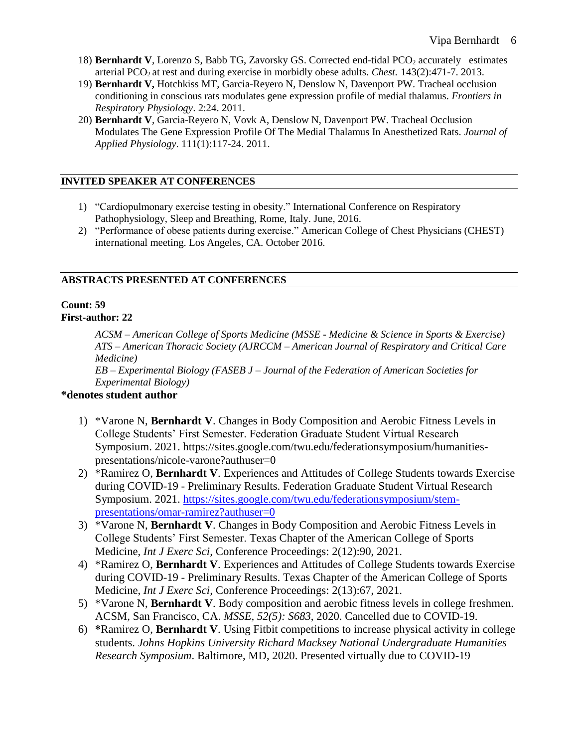18) **Bernhardt V**, Lorenzo S, Babb TG, Zavorsky GS. Corrected end-tidal $PCO_2$ accurately estimates arterial $PCO_2$ at rest and during exercise in morbidly obese adults. *Chest.* 143(2):471-7. 2013.
19) **Bernhardt V,** Hotchkiss MT, Garcia-Reyero N, Denslow N, Davenport PW. Tracheal occlusion conditioning in conscious rats modulates gene expression profile of medial thalamus. *Frontiers in Respiratory Physiology*. 2:24. 2011.
20) **Bernhardt V**, Garcia-Reyero N, Vovk A, Denslow N, Davenport PW. Tracheal Occlusion Modulates The Gene Expression Profile Of The Medial Thalamus In Anesthetized Rats. *Journal of Applied Physiology*. 111(1):117-24. 2011.

## INVITED SPEAKER AT CONFERENCES

1) "Cardiopulmonary exercise testing in obesity." International Conference on Respiratory Pathophysiology, Sleep and Breathing, Rome, Italy. June, 2016.
2) "Performance of obese patients during exercise." American College of Chest Physicians (CHEST) international meeting. Los Angeles, CA. October 2016.

## ABSTRACTS PRESENTED AT CONFERENCES

**Count: 59**
**First-author: 22**

*ACSM – American College of Sports Medicine (MSSE - Medicine & Science in Sports & Exercise)*
*ATS – American Thoracic Society (AJRCCM – American Journal of Respiratory and Critical Care Medicine)*
*EB – Experimental Biology (FASEB J – Journal of the Federation of American Societies for Experimental Biology)*

**\*denotes student author**

1) *Varone N, **Bernhardt V**. Changes in Body Composition and Aerobic Fitness Levels in College Students' First Semester. Federation Graduate Student Virtual Research Symposium. 2021. https://sites.google.com/twu.edu/federationsymposium/humanities-presentations/nicole-varone?authuser=0
2) *Ramirez O, **Bernhardt V**. Experiences and Attitudes of College Students towards Exercise during COVID-19 - Preliminary Results. Federation Graduate Student Virtual Research Symposium. 2021. https://sites.google.com/twu.edu/federationsymposium/stem-presentations/omar-ramirez?authuser=0
3) *Varone N, **Bernhardt V**. Changes in Body Composition and Aerobic Fitness Levels in College Students' First Semester. Texas Chapter of the American College of Sports Medicine, *Int J Exerc Sci*, Conference Proceedings: 2(12):90, 2021.
4) *Ramirez O, **Bernhardt V**. Experiences and Attitudes of College Students towards Exercise during COVID-19 - Preliminary Results. Texas Chapter of the American College of Sports Medicine, *Int J Exerc Sci*, Conference Proceedings: 2(13):67, 2021.
5) *Varone N, **Bernhardt V**. Body composition and aerobic fitness levels in college freshmen. ACSM, San Francisco, CA. *MSSE, 52(5): S683*, 2020. Cancelled due to COVID-19.
6) ***Ramirez O, **Bernhardt V**. Using Fitbit competitions to increase physical activity in college students. *Johns Hopkins University Richard Macksey National Undergraduate Humanities Research Symposium*. Baltimore, MD, 2020. Presented virtually due to COVID-19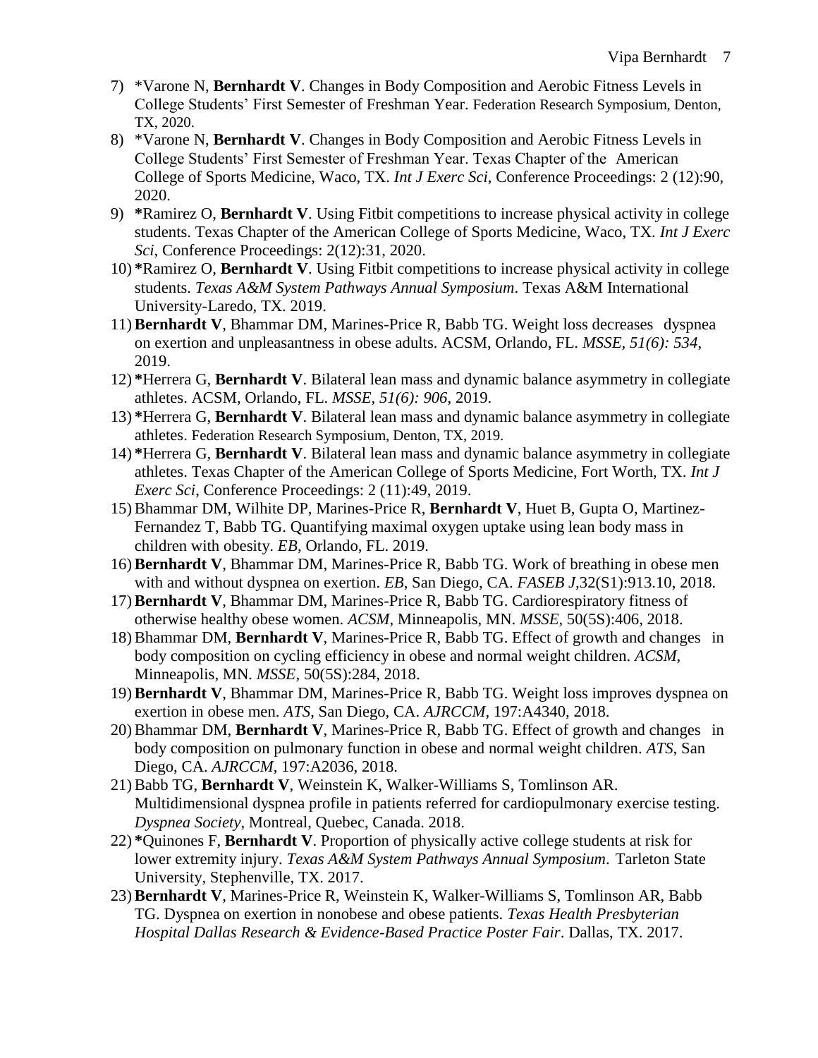7) *Varone N, **Bernhardt V**. Changes in Body Composition and Aerobic Fitness Levels in College Students' First Semester of Freshman Year. Federation Research Symposium, Denton, TX, 2020.
8) *Varone N, **Bernhardt V**. Changes in Body Composition and Aerobic Fitness Levels in College Students' First Semester of Freshman Year. Texas Chapter of the American College of Sports Medicine, Waco, TX. *Int J Exerc Sci*, Conference Proceedings: 2 (12):90, 2020.
9) ***Ramirez O, **Bernhardt V**. Using Fitbit competitions to increase physical activity in college students. Texas Chapter of the American College of Sports Medicine, Waco, TX. *Int J Exerc Sci*, Conference Proceedings: 2(12):31, 2020.
10) ***Ramirez O, **Bernhardt V**. Using Fitbit competitions to increase physical activity in college students. *Texas A&M System Pathways Annual Symposium*. Texas A&M International University-Laredo, TX. 2019.
11) **Bernhardt V**, Bhammar DM, Marines-Price R, Babb TG. Weight loss decreases dyspnea on exertion and unpleasantness in obese adults. ACSM, Orlando, FL. *MSSE, 51(6): 534*, 2019.
12) ***Herrera G, **Bernhardt V**. Bilateral lean mass and dynamic balance asymmetry in collegiate athletes. ACSM, Orlando, FL. *MSSE, 51(6): 906*, 2019.
13) ***Herrera G, **Bernhardt V**. Bilateral lean mass and dynamic balance asymmetry in collegiate athletes. Federation Research Symposium, Denton, TX, 2019.
14) ***Herrera G, **Bernhardt V**. Bilateral lean mass and dynamic balance asymmetry in collegiate athletes. Texas Chapter of the American College of Sports Medicine, Fort Worth, TX. *Int J Exerc Sci*, Conference Proceedings: 2 (11):49, 2019.
15) Bhammar DM, Wilhite DP, Marines-Price R, **Bernhardt V**, Huet B, Gupta O, Martinez-Fernandez T, Babb TG. Quantifying maximal oxygen uptake using lean body mass in children with obesity. *EB*, Orlando, FL. 2019.
16) **Bernhardt V**, Bhammar DM, Marines-Price R, Babb TG. Work of breathing in obese men with and without dyspnea on exertion. *EB*, San Diego, CA. *FASEB J*,32(S1):913.10, 2018.
17) **Bernhardt V**, Bhammar DM, Marines-Price R, Babb TG. Cardiorespiratory fitness of otherwise healthy obese women. *ACSM*, Minneapolis, MN. *MSSE*, 50(5S):406, 2018.
18) Bhammar DM, **Bernhardt V**, Marines-Price R, Babb TG. Effect of growth and changes in body composition on cycling efficiency in obese and normal weight children. *ACSM*, Minneapolis, MN. *MSSE*, 50(5S):284, 2018.
19) **Bernhardt V**, Bhammar DM, Marines-Price R, Babb TG. Weight loss improves dyspnea on exertion in obese men. *ATS*, San Diego, CA. *AJRCCM*, 197:A4340, 2018.
20) Bhammar DM, **Bernhardt V**, Marines-Price R, Babb TG. Effect of growth and changes in body composition on pulmonary function in obese and normal weight children. *ATS*, San Diego, CA. *AJRCCM*, 197:A2036, 2018.
21) Babb TG, **Bernhardt V**, Weinstein K, Walker-Williams S, Tomlinson AR. Multidimensional dyspnea profile in patients referred for cardiopulmonary exercise testing. *Dyspnea Society*, Montreal, Quebec, Canada. 2018.
22) ***Quinones F, **Bernhardt V**. Proportion of physically active college students at risk for lower extremity injury. *Texas A&M System Pathways Annual Symposium*. Tarleton State University, Stephenville, TX. 2017.
23) **Bernhardt V**, Marines-Price R, Weinstein K, Walker-Williams S, Tomlinson AR, Babb TG. Dyspnea on exertion in nonobese and obese patients. *Texas Health Presbyterian Hospital Dallas Research & Evidence-Based Practice Poster Fair*. Dallas, TX. 2017.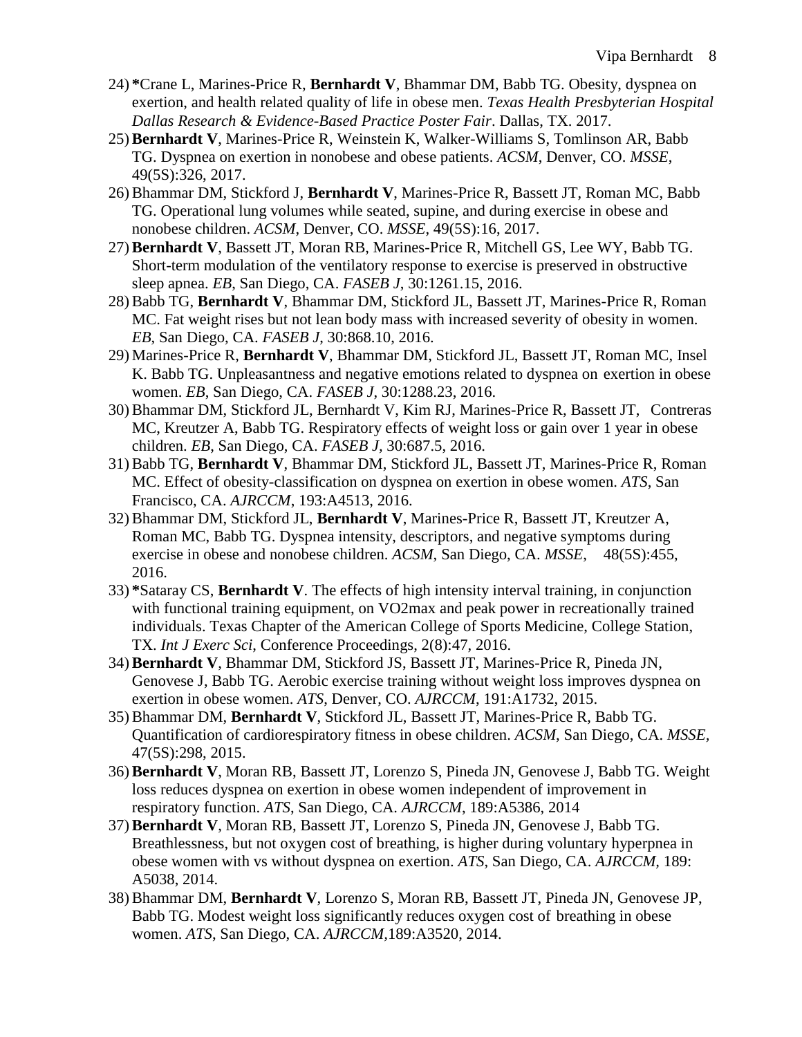24) ***Crane L, Marines-Price R, **Bernhardt V**, Bhammar DM, Babb TG. Obesity, dyspnea on exertion, and health related quality of life in obese men. *Texas Health Presbyterian Hospital Dallas Research & Evidence-Based Practice Poster Fair*. Dallas, TX. 2017.
25) **Bernhardt V**, Marines-Price R, Weinstein K, Walker-Williams S, Tomlinson AR, Babb TG. Dyspnea on exertion in nonobese and obese patients. *ACSM*, Denver, CO. *MSSE*, 49(5S):326, 2017.
26) Bhammar DM, Stickford J, **Bernhardt V**, Marines-Price R, Bassett JT, Roman MC, Babb TG. Operational lung volumes while seated, supine, and during exercise in obese and nonobese children. *ACSM*, Denver, CO. *MSSE*, 49(5S):16, 2017.
27) **Bernhardt V**, Bassett JT, Moran RB, Marines-Price R, Mitchell GS, Lee WY, Babb TG. Short-term modulation of the ventilatory response to exercise is preserved in obstructive sleep apnea. *EB*, San Diego, CA. *FASEB J*, 30:1261.15, 2016.
28) Babb TG, **Bernhardt V**, Bhammar DM, Stickford JL, Bassett JT, Marines-Price R, Roman MC. Fat weight rises but not lean body mass with increased severity of obesity in women. *EB*, San Diego, CA. *FASEB J*, 30:868.10, 2016.
29) Marines-Price R, **Bernhardt V**, Bhammar DM, Stickford JL, Bassett JT, Roman MC, Insel K. Babb TG. Unpleasantness and negative emotions related to dyspnea on exertion in obese women. *EB*, San Diego, CA. *FASEB J*, 30:1288.23, 2016.
30) Bhammar DM, Stickford JL, Bernhardt V, Kim RJ, Marines-Price R, Bassett JT, Contreras MC, Kreutzer A, Babb TG. Respiratory effects of weight loss or gain over 1 year in obese children. *EB*, San Diego, CA. *FASEB J*, 30:687.5, 2016.
31) Babb TG, **Bernhardt V**, Bhammar DM, Stickford JL, Bassett JT, Marines-Price R, Roman MC. Effect of obesity-classification on dyspnea on exertion in obese women. *ATS*, San Francisco, CA. *AJRCCM*, 193:A4513, 2016.
32) Bhammar DM, Stickford JL, **Bernhardt V**, Marines-Price R, Bassett JT, Kreutzer A, Roman MC, Babb TG. Dyspnea intensity, descriptors, and negative symptoms during exercise in obese and nonobese children. *ACSM*, San Diego, CA. *MSSE*, 48(5S):455, 2016.
33) ***Sataray CS, **Bernhardt V**. The effects of high intensity interval training, in conjunction with functional training equipment, on VO2max and peak power in recreationally trained individuals. Texas Chapter of the American College of Sports Medicine, College Station, TX. *Int J Exerc Sci*, Conference Proceedings, 2(8):47, 2016.
34) **Bernhardt V**, Bhammar DM, Stickford JS, Bassett JT, Marines-Price R, Pineda JN, Genovese J, Babb TG. Aerobic exercise training without weight loss improves dyspnea on exertion in obese women. *ATS*, Denver, CO. *AJRCCM*, 191:A1732, 2015.
35) Bhammar DM, **Bernhardt V**, Stickford JL, Bassett JT, Marines-Price R, Babb TG. Quantification of cardiorespiratory fitness in obese children. *ACSM*, San Diego, CA. *MSSE*, 47(5S):298, 2015.
36) **Bernhardt V**, Moran RB, Bassett JT, Lorenzo S, Pineda JN, Genovese J, Babb TG. Weight loss reduces dyspnea on exertion in obese women independent of improvement in respiratory function. *ATS*, San Diego, CA. *AJRCCM*, 189:A5386, 2014
37) **Bernhardt V**, Moran RB, Bassett JT, Lorenzo S, Pineda JN, Genovese J, Babb TG. Breathlessness, but not oxygen cost of breathing, is higher during voluntary hyperpnea in obese women with vs without dyspnea on exertion. *ATS*, San Diego, CA. *AJRCCM*, 189: A5038, 2014.
38) Bhammar DM, **Bernhardt V**, Lorenzo S, Moran RB, Bassett JT, Pineda JN, Genovese JP, Babb TG. Modest weight loss significantly reduces oxygen cost of breathing in obese women. *ATS*, San Diego, CA. *AJRCCM*,189:A3520, 2014.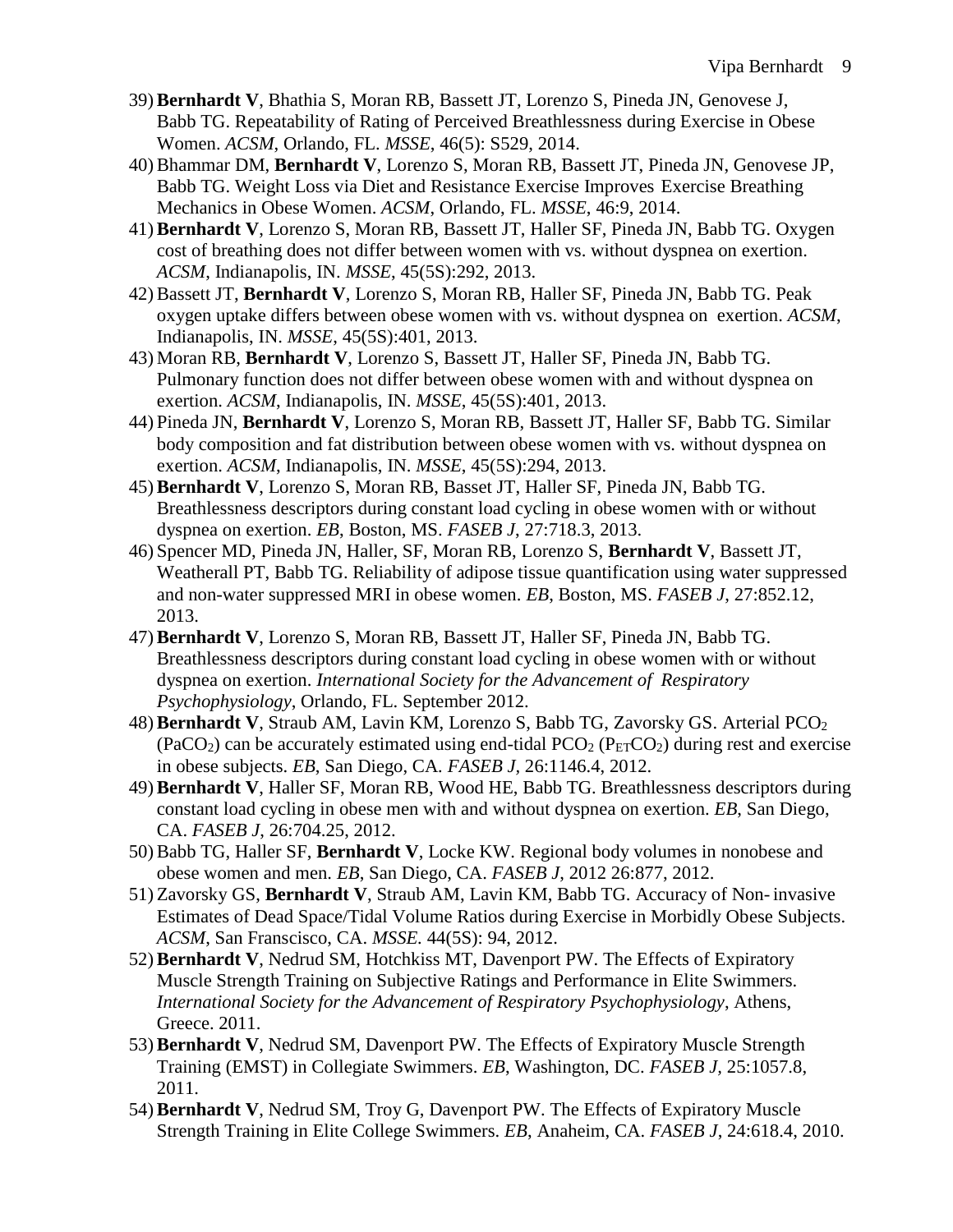39) **Bernhardt V**, Bhathia S, Moran RB, Bassett JT, Lorenzo S, Pineda JN, Genovese J, Babb TG. Repeatability of Rating of Perceived Breathlessness during Exercise in Obese Women. *ACSM*, Orlando, FL. *MSSE*, 46(5): S529, 2014.
40) Bhammar DM, **Bernhardt V**, Lorenzo S, Moran RB, Bassett JT, Pineda JN, Genovese JP, Babb TG. Weight Loss via Diet and Resistance Exercise Improves Exercise Breathing Mechanics in Obese Women. *ACSM*, Orlando, FL. *MSSE*, 46:9, 2014.
41) **Bernhardt V**, Lorenzo S, Moran RB, Bassett JT, Haller SF, Pineda JN, Babb TG. Oxygen cost of breathing does not differ between women with vs. without dyspnea on exertion. *ACSM*, Indianapolis, IN. *MSSE*, 45(5S):292, 2013.
42) Bassett JT, **Bernhardt V**, Lorenzo S, Moran RB, Haller SF, Pineda JN, Babb TG. Peak oxygen uptake differs between obese women with vs. without dyspnea on exertion. *ACSM*, Indianapolis, IN. *MSSE*, 45(5S):401, 2013.
43) Moran RB, **Bernhardt V**, Lorenzo S, Bassett JT, Haller SF, Pineda JN, Babb TG. Pulmonary function does not differ between obese women with and without dyspnea on exertion. *ACSM*, Indianapolis, IN. *MSSE*, 45(5S):401, 2013.
44) Pineda JN, **Bernhardt V**, Lorenzo S, Moran RB, Bassett JT, Haller SF, Babb TG. Similar body composition and fat distribution between obese women with vs. without dyspnea on exertion. *ACSM*, Indianapolis, IN. *MSSE*, 45(5S):294, 2013.
45) **Bernhardt V**, Lorenzo S, Moran RB, Basset JT, Haller SF, Pineda JN, Babb TG. Breathlessness descriptors during constant load cycling in obese women with or without dyspnea on exertion. *EB*, Boston, MS. *FASEB J*, 27:718.3, 2013.
46) Spencer MD, Pineda JN, Haller, SF, Moran RB, Lorenzo S, **Bernhardt V**, Bassett JT, Weatherall PT, Babb TG. Reliability of adipose tissue quantification using water suppressed and non-water suppressed MRI in obese women. *EB*, Boston, MS. *FASEB J*, 27:852.12, 2013.
47) **Bernhardt V**, Lorenzo S, Moran RB, Bassett JT, Haller SF, Pineda JN, Babb TG. Breathlessness descriptors during constant load cycling in obese women with or without dyspnea on exertion. *International Society for the Advancement of Respiratory Psychophysiology*, Orlando, FL. September 2012.
48) **Bernhardt V**, Straub AM, Lavin KM, Lorenzo S, Babb TG, Zavorsky GS. Arterial $PCO_2$ ($PaCO_2$) can be accurately estimated using end-tidal $PCO_2$ ($P_{ET}CO_2$) during rest and exercise in obese subjects. *EB*, San Diego, CA. *FASEB J*, 26:1146.4, 2012.
49) **Bernhardt V**, Haller SF, Moran RB, Wood HE, Babb TG. Breathlessness descriptors during constant load cycling in obese men with and without dyspnea on exertion. *EB*, San Diego, CA. *FASEB J*, 26:704.25, 2012.
50) Babb TG, Haller SF, **Bernhardt V**, Locke KW. Regional body volumes in nonobese and obese women and men. *EB*, San Diego, CA. *FASEB J*, 2012 26:877, 2012.
51) Zavorsky GS, **Bernhardt V**, Straub AM, Lavin KM, Babb TG. Accuracy of Non- invasive Estimates of Dead Space/Tidal Volume Ratios during Exercise in Morbidly Obese Subjects. *ACSM*, San Franscisco, CA. *MSSE.* 44(5S): 94, 2012.
52) **Bernhardt V**, Nedrud SM, Hotchkiss MT, Davenport PW. The Effects of Expiratory Muscle Strength Training on Subjective Ratings and Performance in Elite Swimmers. *International Society for the Advancement of Respiratory Psychophysiology*, Athens, Greece. 2011.
53) **Bernhardt V**, Nedrud SM, Davenport PW. The Effects of Expiratory Muscle Strength Training (EMST) in Collegiate Swimmers. *EB*, Washington, DC. *FASEB J,* 25:1057.8, 2011.
54) **Bernhardt V**, Nedrud SM, Troy G, Davenport PW. The Effects of Expiratory Muscle Strength Training in Elite College Swimmers. *EB*, Anaheim, CA. *FASEB J*, 24:618.4, 2010.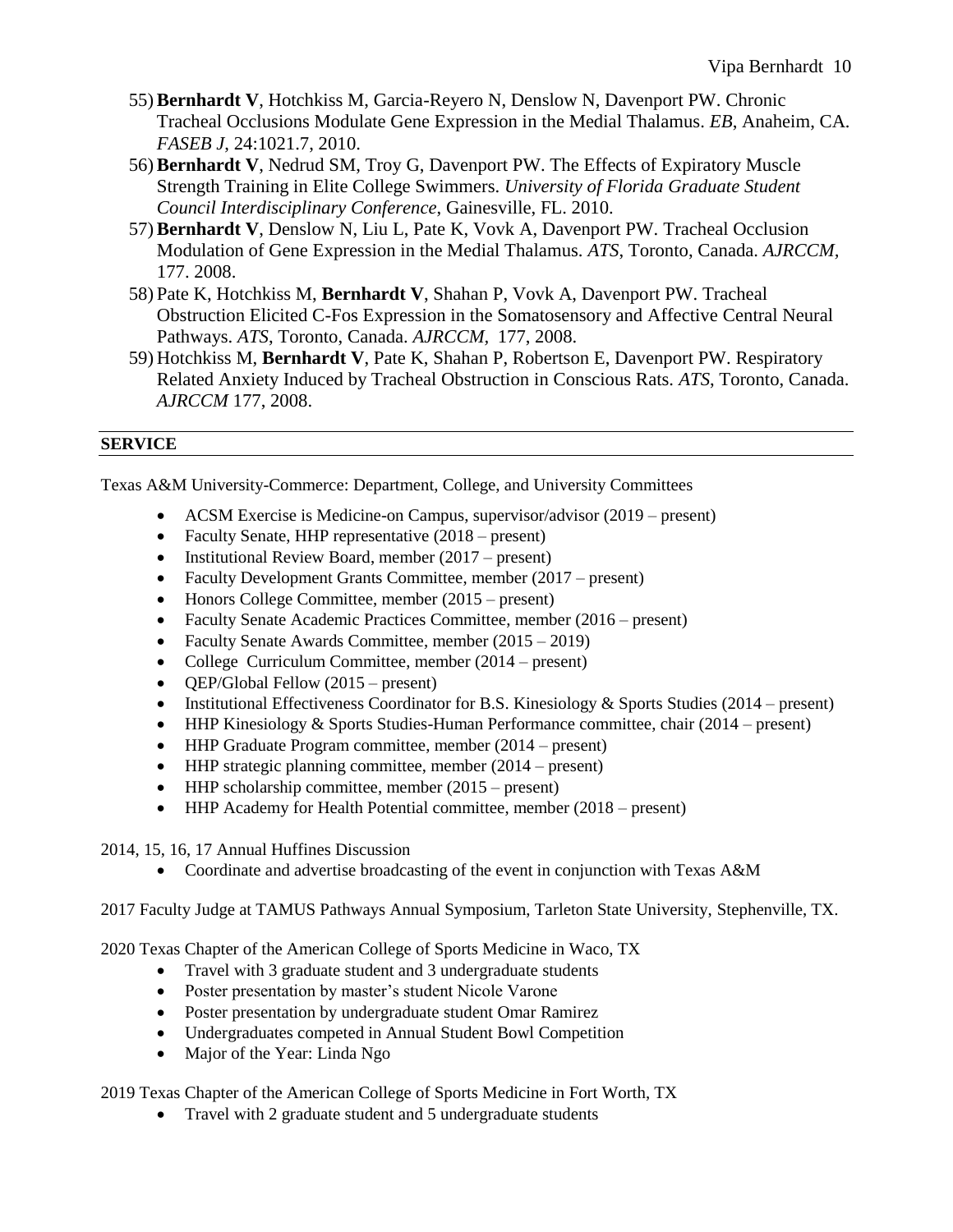55) **Bernhardt V**, Hotchkiss M, Garcia-Reyero N, Denslow N, Davenport PW. Chronic Tracheal Occlusions Modulate Gene Expression in the Medial Thalamus. *EB*, Anaheim, CA. *FASEB J*, 24:1021.7, 2010.
56) **Bernhardt V**, Nedrud SM, Troy G, Davenport PW. The Effects of Expiratory Muscle Strength Training in Elite College Swimmers. *University of Florida Graduate Student Council Interdisciplinary Conference*, Gainesville, FL. 2010.
57) **Bernhardt V**, Denslow N, Liu L, Pate K, Vovk A, Davenport PW. Tracheal Occlusion Modulation of Gene Expression in the Medial Thalamus. *ATS*, Toronto, Canada. *AJRCCM*, 177. 2008.
58) Pate K, Hotchkiss M, **Bernhardt V**, Shahan P, Vovk A, Davenport PW. Tracheal Obstruction Elicited C-Fos Expression in the Somatosensory and Affective Central Neural Pathways. *ATS*, Toronto, Canada. *AJRCCM*, 177, 2008.
59) Hotchkiss M, **Bernhardt V**, Pate K, Shahan P, Robertson E, Davenport PW. Respiratory Related Anxiety Induced by Tracheal Obstruction in Conscious Rats. *ATS*, Toronto, Canada. *AJRCCM* 177, 2008.

## SERVICE

Texas A&M University-Commerce: Department, College, and University Committees

- ACSM Exercise is Medicine-on Campus, supervisor/advisor (2019 – present)
- Faculty Senate, HHP representative (2018 – present)
- Institutional Review Board, member (2017 – present)
- Faculty Development Grants Committee, member (2017 – present)
- Honors College Committee, member (2015 – present)
- Faculty Senate Academic Practices Committee, member (2016 – present)
- Faculty Senate Awards Committee, member (2015 – 2019)
- College Curriculum Committee, member (2014 – present)
- QEP/Global Fellow (2015 – present)
- Institutional Effectiveness Coordinator for B.S. Kinesiology & Sports Studies (2014 – present)
- HHP Kinesiology & Sports Studies-Human Performance committee, chair (2014 – present)
- HHP Graduate Program committee, member (2014 – present)
- HHP strategic planning committee, member (2014 – present)
- HHP scholarship committee, member (2015 – present)
- HHP Academy for Health Potential committee, member (2018 – present)

2014, 15, 16, 17 Annual Huffines Discussion

- Coordinate and advertise broadcasting of the event in conjunction with Texas A&M

2017 Faculty Judge at TAMUS Pathways Annual Symposium, Tarleton State University, Stephenville, TX.

2020 Texas Chapter of the American College of Sports Medicine in Waco, TX

- Travel with 3 graduate student and 3 undergraduate students
- Poster presentation by master's student Nicole Varone
- Poster presentation by undergraduate student Omar Ramirez
- Undergraduates competed in Annual Student Bowl Competition
- Major of the Year: Linda Ngo

2019 Texas Chapter of the American College of Sports Medicine in Fort Worth, TX

- Travel with 2 graduate student and 5 undergraduate students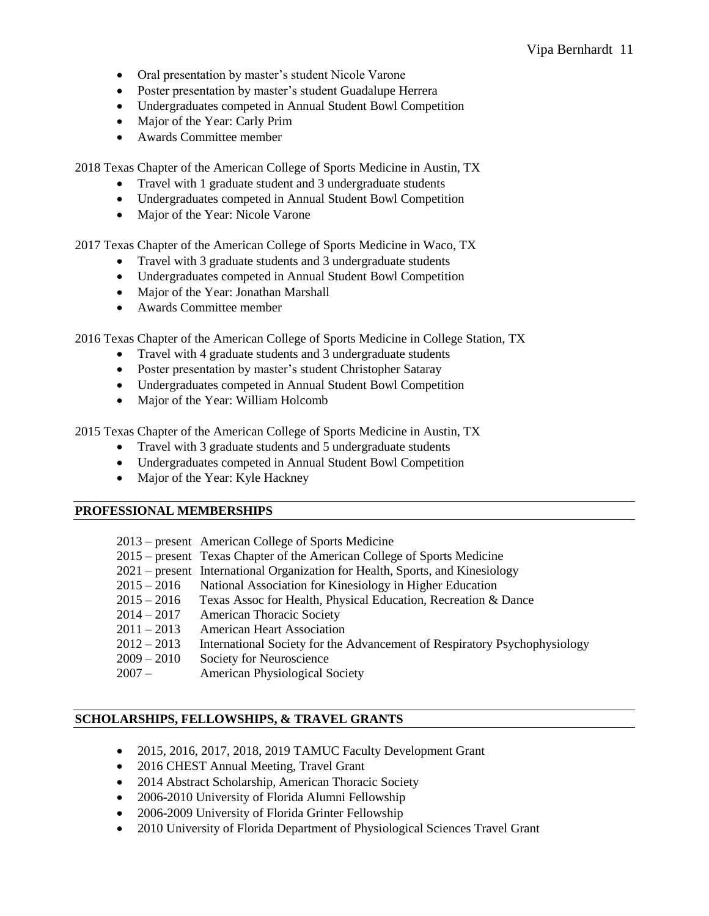- Oral presentation by master's student Nicole Varone
- Poster presentation by master's student Guadalupe Herrera
- Undergraduates competed in Annual Student Bowl Competition
- Major of the Year: Carly Prim
- Awards Committee member

2018 Texas Chapter of the American College of Sports Medicine in Austin, TX

- Travel with 1 graduate student and 3 undergraduate students
- Undergraduates competed in Annual Student Bowl Competition
- Major of the Year: Nicole Varone

2017 Texas Chapter of the American College of Sports Medicine in Waco, TX

- Travel with 3 graduate students and 3 undergraduate students
- Undergraduates competed in Annual Student Bowl Competition
- Major of the Year: Jonathan Marshall
- Awards Committee member

2016 Texas Chapter of the American College of Sports Medicine in College Station, TX

- Travel with 4 graduate students and 3 undergraduate students
- Poster presentation by master's student Christopher Sataray
- Undergraduates competed in Annual Student Bowl Competition
- Major of the Year: William Holcomb

2015 Texas Chapter of the American College of Sports Medicine in Austin, TX

- Travel with 3 graduate students and 5 undergraduate students
- Undergraduates competed in Annual Student Bowl Competition
- Major of the Year: Kyle Hackney

## PROFESSIONAL MEMBERSHIPS

2013 – present American College of Sports Medicine
2015 – present Texas Chapter of the American College of Sports Medicine
2021 – present International Organization for Health, Sports, and Kinesiology
2015 – 2016 National Association for Kinesiology in Higher Education
2015 – 2016 Texas Assoc for Health, Physical Education, Recreation & Dance
2014 – 2017 American Thoracic Society
2011 – 2013 American Heart Association
2012 – 2013 International Society for the Advancement of Respiratory Psychophysiology
2009 – 2010 Society for Neuroscience
2007 – American Physiological Society

## SCHOLARSHIPS, FELLOWSHIPS, & TRAVEL GRANTS

- 2015, 2016, 2017, 2018, 2019 TAMUC Faculty Development Grant
- 2016 CHEST Annual Meeting, Travel Grant
- 2014 Abstract Scholarship, American Thoracic Society
- 2006-2010 University of Florida Alumni Fellowship
- 2006-2009 University of Florida Grinter Fellowship
- 2010 University of Florida Department of Physiological Sciences Travel Grant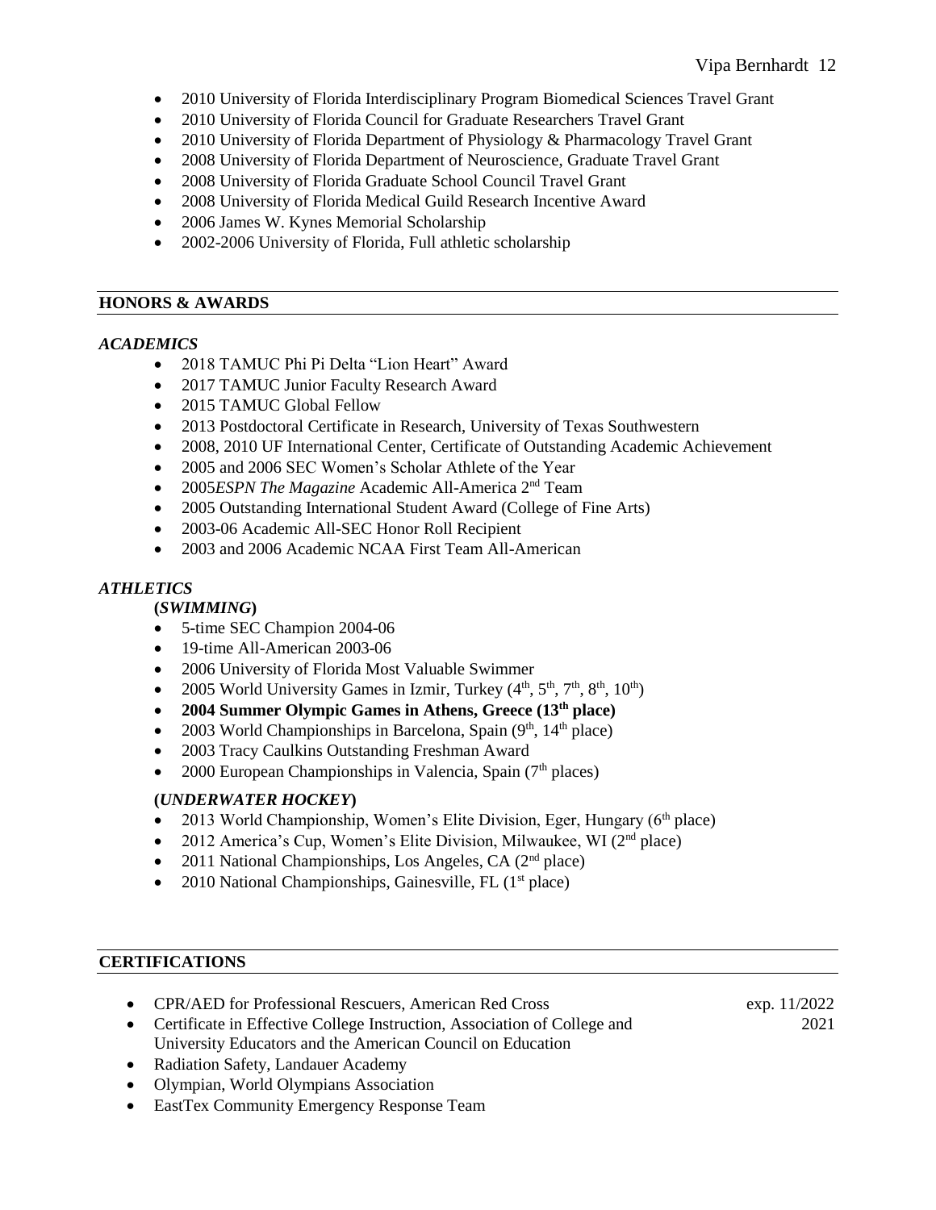- 2010 University of Florida Interdisciplinary Program Biomedical Sciences Travel Grant
- 2010 University of Florida Council for Graduate Researchers Travel Grant
- 2010 University of Florida Department of Physiology & Pharmacology Travel Grant
- 2008 University of Florida Department of Neuroscience, Graduate Travel Grant
- 2008 University of Florida Graduate School Council Travel Grant
- 2008 University of Florida Medical Guild Research Incentive Award
- 2006 James W. Kynes Memorial Scholarship
- 2002-2006 University of Florida, Full athletic scholarship

## HONORS & AWARDS

### *ACADEMICS*

- 2018 TAMUC Phi Pi Delta "Lion Heart" Award
- 2017 TAMUC Junior Faculty Research Award
- 2015 TAMUC Global Fellow
- 2013 Postdoctoral Certificate in Research, University of Texas Southwestern
- 2008, 2010 UF International Center, Certificate of Outstanding Academic Achievement
- 2005 and 2006 SEC Women's Scholar Athlete of the Year
- 2005*ESPN The Magazine* Academic All-America 2nd Team
- 2005 Outstanding International Student Award (College of Fine Arts)
- 2003-06 Academic All-SEC Honor Roll Recipient
- 2003 and 2006 Academic NCAA First Team All-American

### *ATHLETICS*

**(*SWIMMING*)**

- 5-time SEC Champion 2004-06
- 19-time All-American 2003-06
- 2006 University of Florida Most Valuable Swimmer
- 2005 World University Games in Izmir, Turkey (4th, 5th, 7th, 8th, 10th)
- **2004 Summer Olympic Games in Athens, Greece (13th place)**
- 2003 World Championships in Barcelona, Spain (9th, 14th place)
- 2003 Tracy Caulkins Outstanding Freshman Award
- 2000 European Championships in Valencia, Spain (7th places)

**(*UNDERWATER HOCKEY*)**

- 2013 World Championship, Women's Elite Division, Eger, Hungary (6th place)
- 2012 America's Cup, Women's Elite Division, Milwaukee, WI (2nd place)
- 2011 National Championships, Los Angeles, CA (2nd place)
- 2010 National Championships, Gainesville, FL (1st place)

## CERTIFICATIONS

- CPR/AED for Professional Rescuers, American Red Cross — exp. 11/2022
- Certificate in Effective College Instruction, Association of College and University Educators and the American Council on Education — 2021
- Radiation Safety, Landauer Academy
- Olympian, World Olympians Association
- EastTex Community Emergency Response Team